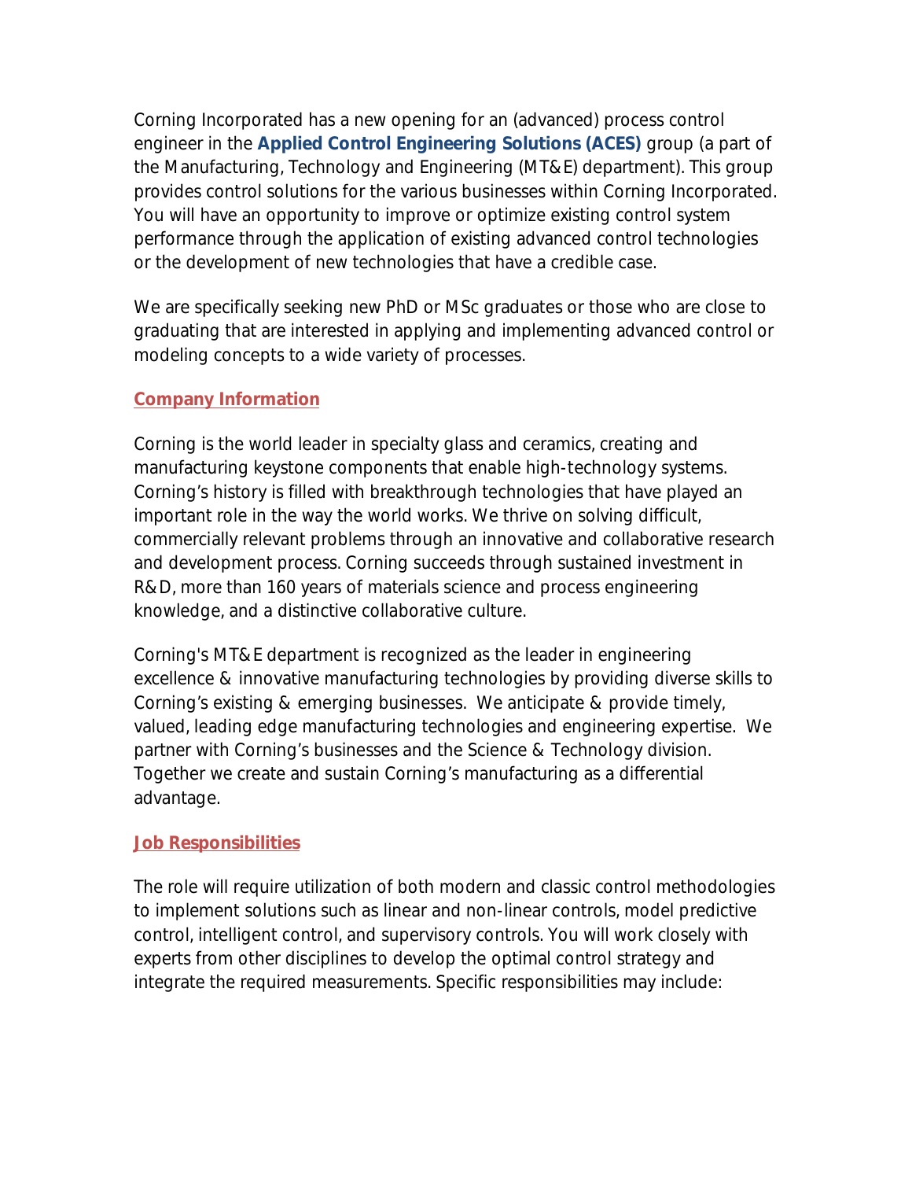Corning Incorporated has a new opening for an (advanced) process control engineer in the **Applied Control Engineering Solutions (ACES)** group (a part of the Manufacturing, Technology and Engineering (MT&E) department). This group provides control solutions for the various businesses within Corning Incorporated. You will have an opportunity to improve or optimize existing control system performance through the application of existing advanced control technologies or the development of new technologies that have a credible case.

We are specifically seeking new PhD or MSc graduates or those who are close to graduating that are interested in applying and implementing advanced control or modeling concepts to a wide variety of processes.

## Company Information

Corning is the world leader in specialty glass and ceramics, creating and manufacturing keystone components that enable high-technology systems. Corning's history is filled with breakthrough technologies that have played an important role in the way the world works. We thrive on solving difficult, commercially relevant problems through an innovative and collaborative research and development process. Corning succeeds through sustained investment in R&D, more than 160 years of materials science and process engineering knowledge, and a distinctive collaborative culture.

Corning's MT&E department is recognized as the leader in engineering excellence & innovative manufacturing technologies by providing diverse skills to Corning's existing & emerging businesses. We anticipate & provide timely, valued, leading edge manufacturing technologies and engineering expertise. We partner with Corning's businesses and the Science & Technology division. Together we create and sustain Corning's manufacturing as a differential advantage.

## Job Responsibilities

The role will require utilization of both modern and classic control methodologies to implement solutions such as linear and non-linear controls, model predictive control, intelligent control, and supervisory controls. You will work closely with experts from other disciplines to develop the optimal control strategy and integrate the required measurements. Specific responsibilities may include: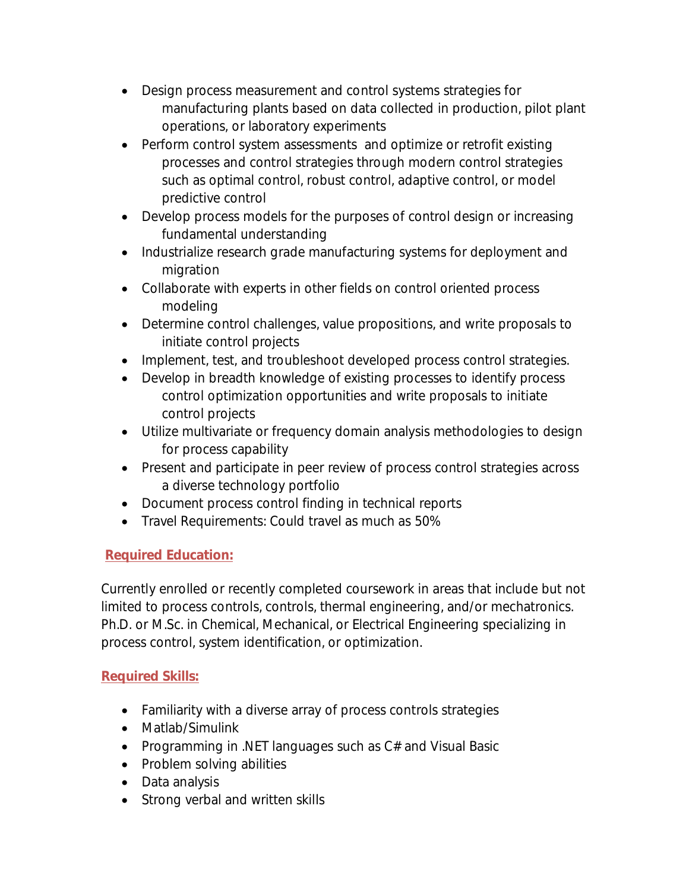- Design process measurement and control systems strategies for manufacturing plants based on data collected in production, pilot plant operations, or laboratory experiments
- Perform control system assessments and optimize or retrofit existing processes and control strategies through modern control strategies such as optimal control, robust control, adaptive control, or model predictive control
- Develop process models for the purposes of control design or increasing fundamental understanding
- Industrialize research grade manufacturing systems for deployment and migration
- Collaborate with experts in other fields on control oriented process modeling
- Determine control challenges, value propositions, and write proposals to initiate control projects
- Implement, test, and troubleshoot developed process control strategies.
- Develop in breadth knowledge of existing processes to identify process control optimization opportunities and write proposals to initiate control projects
- Utilize multivariate or frequency domain analysis methodologies to design for process capability
- Present and participate in peer review of process control strategies across a diverse technology portfolio
- Document process control finding in technical reports
- Travel Requirements: Could travel as much as 50%

**Required Education:**

Currently enrolled or recently completed coursework in areas that include but not limited to process controls, controls, thermal engineering, and/or mechatronics. Ph.D. or M.Sc. in Chemical, Mechanical, or Electrical Engineering specializing in process control, system identification, or optimization.

**Required Skills:**

- Familiarity with a diverse array of process controls strategies
- Matlab/Simulink
- Programming in .NET languages such as C# and Visual Basic
- Problem solving abilities
- Data analysis
- Strong verbal and written skills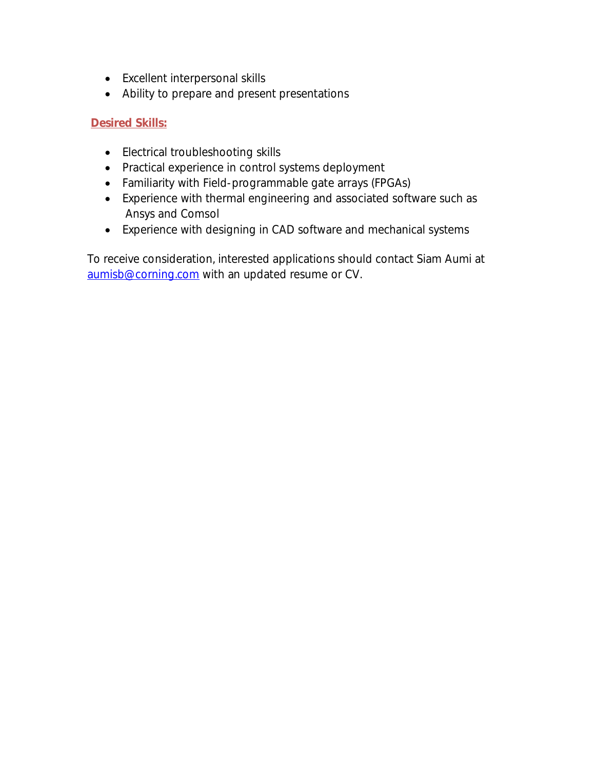- Excellent interpersonal skills
- Ability to prepare and present presentations

**Desired Skills:**

- Electrical troubleshooting skills
- Practical experience in control systems deployment
- Familiarity with Field-programmable gate arrays (FPGAs)
- Experience with thermal engineering and associated software such as Ansys and Comsol
- Experience with designing in CAD software and mechanical systems

To receive consideration, interested applications should contact Siam Aumi at aumisb@corning.com with an updated resume or CV.